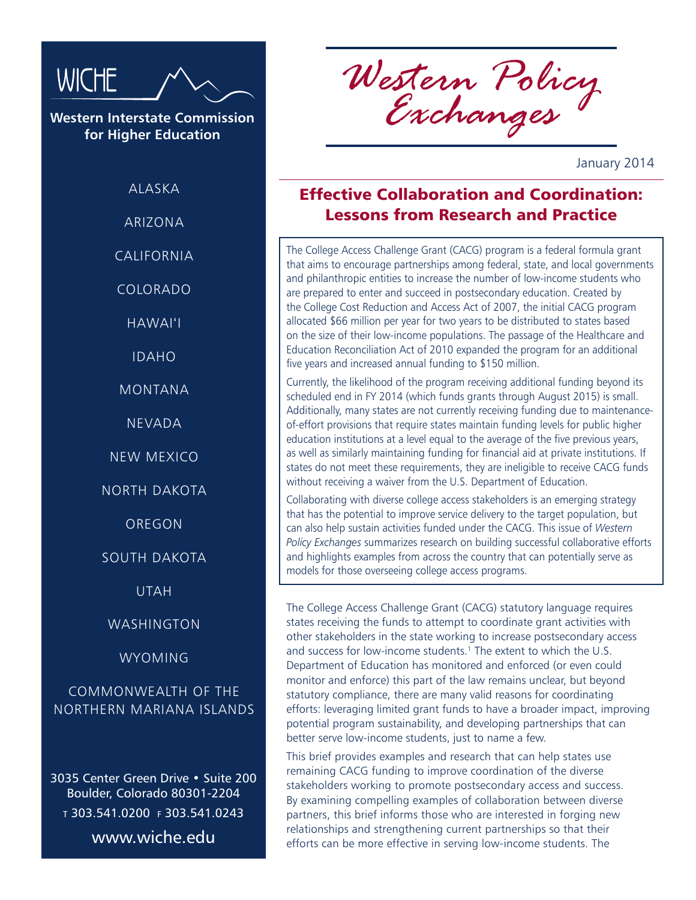WICHE

**Western Interstate Commission for Higher Education**

ALASKA

ARIZONA

CALIFORNIA

COLORADO

HAWAI'I

IDAHO

MONTANA

NEVADA

NEW MEXICO

NORTH DAKOTA

OREGON

SOUTH DAKOTA

UTAH

WASHINGTON

WYOMING

COMMONWEALTH OF THE NORTHERN MARIANA ISLANDS

3035 Center Green Drive • Suite 200
Boulder, Colorado 80301-2204
T 303.541.0200 F 303.541.0243
www.wiche.edu

# *Western Policy Exchanges*

January 2014

## Effective Collaboration and Coordination: Lessons from Research and Practice

The College Access Challenge Grant (CACG) program is a federal formula grant that aims to encourage partnerships among federal, state, and local governments and philanthropic entities to increase the number of low-income students who are prepared to enter and succeed in postsecondary education. Created by the College Cost Reduction and Access Act of 2007, the initial CACG program allocated $66 million per year for two years to be distributed to states based on the size of their low-income populations. The passage of the Healthcare and Education Reconciliation Act of 2010 expanded the program for an additional five years and increased annual funding to $150 million.

Currently, the likelihood of the program receiving additional funding beyond its scheduled end in FY 2014 (which funds grants through August 2015) is small. Additionally, many states are not currently receiving funding due to maintenance-of-effort provisions that require states maintain funding levels for public higher education institutions at a level equal to the average of the five previous years, as well as similarly maintaining funding for financial aid at private institutions. If states do not meet these requirements, they are ineligible to receive CACG funds without receiving a waiver from the U.S. Department of Education.

Collaborating with diverse college access stakeholders is an emerging strategy that has the potential to improve service delivery to the target population, but can also help sustain activities funded under the CACG. This issue of *Western Policy Exchanges* summarizes research on building successful collaborative efforts and highlights examples from across the country that can potentially serve as models for those overseeing college access programs.

The College Access Challenge Grant (CACG) statutory language requires states receiving the funds to attempt to coordinate grant activities with other stakeholders in the state working to increase postsecondary access and success for low-income students.[1] The extent to which the U.S. Department of Education has monitored and enforced (or even could monitor and enforce) this part of the law remains unclear, but beyond statutory compliance, there are many valid reasons for coordinating efforts: leveraging limited grant funds to have a broader impact, improving potential program sustainability, and developing partnerships that can better serve low-income students, just to name a few.

This brief provides examples and research that can help states use remaining CACG funding to improve coordination of the diverse stakeholders working to promote postsecondary access and success. By examining compelling examples of collaboration between diverse partners, this brief informs those who are interested in forging new relationships and strengthening current partnerships so that their efforts can be more effective in serving low-income students. The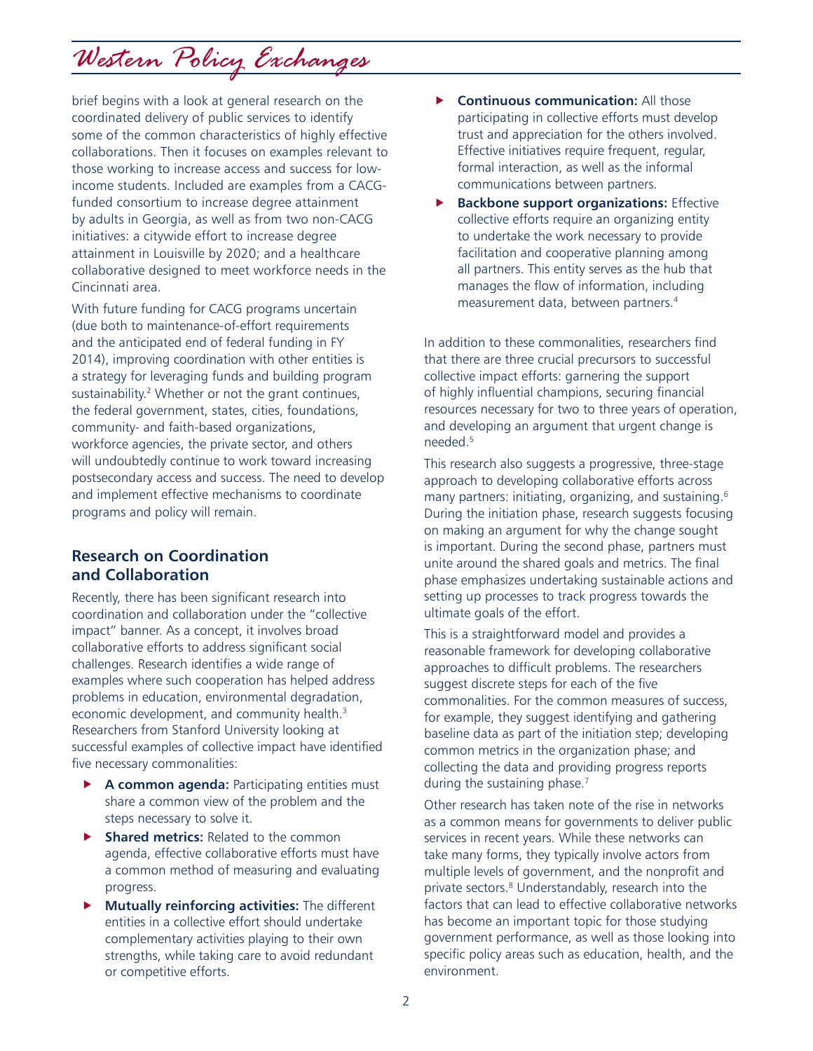brief begins with a look at general research on the coordinated delivery of public services to identify some of the common characteristics of highly effective collaborations. Then it focuses on examples relevant to those working to increase access and success for low-income students. Included are examples from a CACG-funded consortium to increase degree attainment by adults in Georgia, as well as from two non-CACG initiatives: a citywide effort to increase degree attainment in Louisville by 2020; and a healthcare collaborative designed to meet workforce needs in the Cincinnati area.

With future funding for CACG programs uncertain (due both to maintenance-of-effort requirements and the anticipated end of federal funding in FY 2014), improving coordination with other entities is a strategy for leveraging funds and building program sustainability.[2] Whether or not the grant continues, the federal government, states, cities, foundations, community- and faith-based organizations, workforce agencies, the private sector, and others will undoubtedly continue to work toward increasing postsecondary access and success. The need to develop and implement effective mechanisms to coordinate programs and policy will remain.

## Research on Coordination and Collaboration

Recently, there has been significant research into coordination and collaboration under the "collective impact" banner. As a concept, it involves broad collaborative efforts to address significant social challenges. Research identifies a wide range of examples where such cooperation has helped address problems in education, environmental degradation, economic development, and community health.[3] Researchers from Stanford University looking at successful examples of collective impact have identified five necessary commonalities:

- **A common agenda:** Participating entities must share a common view of the problem and the steps necessary to solve it.
- **Shared metrics:** Related to the common agenda, effective collaborative efforts must have a common method of measuring and evaluating progress.
- **Mutually reinforcing activities:** The different entities in a collective effort should undertake complementary activities playing to their own strengths, while taking care to avoid redundant or competitive efforts.
- **Continuous communication:** All those participating in collective efforts must develop trust and appreciation for the others involved. Effective initiatives require frequent, regular, formal interaction, as well as the informal communications between partners.
- **Backbone support organizations:** Effective collective efforts require an organizing entity to undertake the work necessary to provide facilitation and cooperative planning among all partners. This entity serves as the hub that manages the flow of information, including measurement data, between partners.[4]

In addition to these commonalities, researchers find that there are three crucial precursors to successful collective impact efforts: garnering the support of highly influential champions, securing financial resources necessary for two to three years of operation, and developing an argument that urgent change is needed.[5]

This research also suggests a progressive, three-stage approach to developing collaborative efforts across many partners: initiating, organizing, and sustaining.[6] During the initiation phase, research suggests focusing on making an argument for why the change sought is important. During the second phase, partners must unite around the shared goals and metrics. The final phase emphasizes undertaking sustainable actions and setting up processes to track progress towards the ultimate goals of the effort.

This is a straightforward model and provides a reasonable framework for developing collaborative approaches to difficult problems. The researchers suggest discrete steps for each of the five commonalities. For the common measures of success, for example, they suggest identifying and gathering baseline data as part of the initiation step; developing common metrics in the organization phase; and collecting the data and providing progress reports during the sustaining phase.[7]

Other research has taken note of the rise in networks as a common means for governments to deliver public services in recent years. While these networks can take many forms, they typically involve actors from multiple levels of government, and the nonprofit and private sectors.[8] Understandably, research into the factors that can lead to effective collaborative networks has become an important topic for those studying government performance, as well as those looking into specific policy areas such as education, health, and the environment.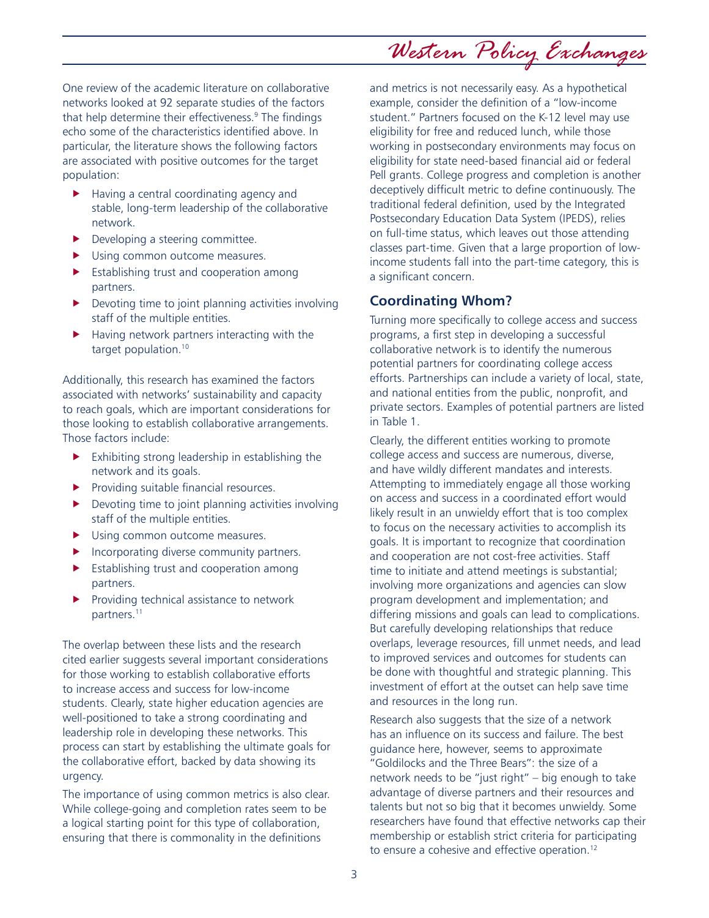One review of the academic literature on collaborative networks looked at 92 separate studies of the factors that help determine their effectiveness.[9] The findings echo some of the characteristics identified above. In particular, the literature shows the following factors are associated with positive outcomes for the target population:

- Having a central coordinating agency and stable, long-term leadership of the collaborative network.
- Developing a steering committee.
- Using common outcome measures.
- Establishing trust and cooperation among partners.
- Devoting time to joint planning activities involving staff of the multiple entities.
- Having network partners interacting with the target population.[10]

Additionally, this research has examined the factors associated with networks' sustainability and capacity to reach goals, which are important considerations for those looking to establish collaborative arrangements. Those factors include:

- Exhibiting strong leadership in establishing the network and its goals.
- Providing suitable financial resources.
- Devoting time to joint planning activities involving staff of the multiple entities.
- Using common outcome measures.
- Incorporating diverse community partners.
- Establishing trust and cooperation among partners.
- Providing technical assistance to network partners.[11]

The overlap between these lists and the research cited earlier suggests several important considerations for those working to establish collaborative efforts to increase access and success for low-income students. Clearly, state higher education agencies are well-positioned to take a strong coordinating and leadership role in developing these networks. This process can start by establishing the ultimate goals for the collaborative effort, backed by data showing its urgency.

The importance of using common metrics is also clear. While college-going and completion rates seem to be a logical starting point for this type of collaboration, ensuring that there is commonality in the definitions and metrics is not necessarily easy. As a hypothetical example, consider the definition of a "low-income student." Partners focused on the K-12 level may use eligibility for free and reduced lunch, while those working in postsecondary environments may focus on eligibility for state need-based financial aid or federal Pell grants. College progress and completion is another deceptively difficult metric to define continuously. The traditional federal definition, used by the Integrated Postsecondary Education Data System (IPEDS), relies on full-time status, which leaves out those attending classes part-time. Given that a large proportion of low-income students fall into the part-time category, this is a significant concern.

## Coordinating Whom?

Turning more specifically to college access and success programs, a first step in developing a successful collaborative network is to identify the numerous potential partners for coordinating college access efforts. Partnerships can include a variety of local, state, and national entities from the public, nonprofit, and private sectors. Examples of potential partners are listed in Table 1.

Clearly, the different entities working to promote college access and success are numerous, diverse, and have wildly different mandates and interests. Attempting to immediately engage all those working on access and success in a coordinated effort would likely result in an unwieldy effort that is too complex to focus on the necessary activities to accomplish its goals. It is important to recognize that coordination and cooperation are not cost-free activities. Staff time to initiate and attend meetings is substantial; involving more organizations and agencies can slow program development and implementation; and differing missions and goals can lead to complications. But carefully developing relationships that reduce overlaps, leverage resources, fill unmet needs, and lead to improved services and outcomes for students can be done with thoughtful and strategic planning. This investment of effort at the outset can help save time and resources in the long run.

Research also suggests that the size of a network has an influence on its success and failure. The best guidance here, however, seems to approximate "Goldilocks and the Three Bears": the size of a network needs to be "just right" – big enough to take advantage of diverse partners and their resources and talents but not so big that it becomes unwieldy. Some researchers have found that effective networks cap their membership or establish strict criteria for participating to ensure a cohesive and effective operation.[12]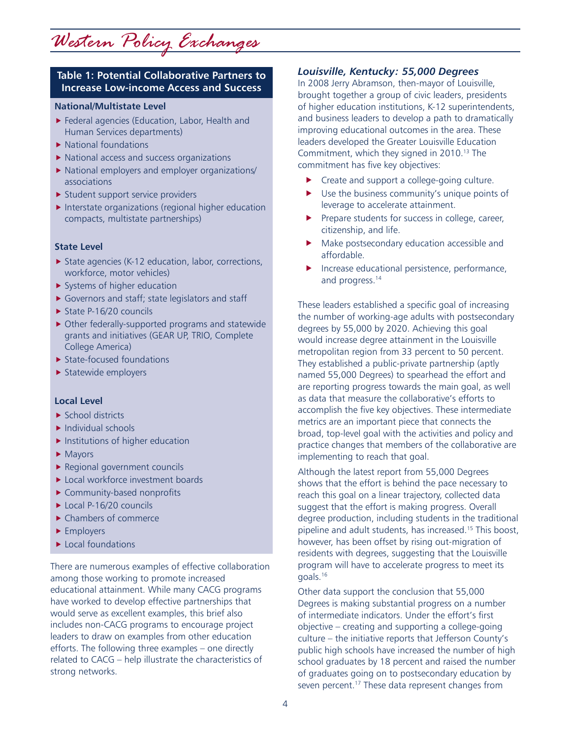### Table 1: Potential Collaborative Partners to Increase Low-income Access and Success

**National/Multistate Level**

- Federal agencies (Education, Labor, Health and Human Services departments)
- National foundations
- National access and success organizations
- National employers and employer organizations/ associations
- Student support service providers
- Interstate organizations (regional higher education compacts, multistate partnerships)

**State Level**

- State agencies (K-12 education, labor, corrections, workforce, motor vehicles)
- Systems of higher education
- Governors and staff; state legislators and staff
- State P-16/20 councils
- Other federally-supported programs and statewide grants and initiatives (GEAR UP, TRIO, Complete College America)
- State-focused foundations
- Statewide employers

**Local Level**

- School districts
- Individual schools
- Institutions of higher education
- Mayors
- Regional government councils
- Local workforce investment boards
- Community-based nonprofits
- Local P-16/20 councils
- Chambers of commerce
- Employers
- Local foundations

There are numerous examples of effective collaboration among those working to promote increased educational attainment. While many CACG programs have worked to develop effective partnerships that would serve as excellent examples, this brief also includes non-CACG programs to encourage project leaders to draw on examples from other education efforts. The following three examples – one directly related to CACG – help illustrate the characteristics of strong networks.

### *Louisville, Kentucky: 55,000 Degrees*

In 2008 Jerry Abramson, then-mayor of Louisville, brought together a group of civic leaders, presidents of higher education institutions, K-12 superintendents, and business leaders to develop a path to dramatically improving educational outcomes in the area. These leaders developed the Greater Louisville Education Commitment, which they signed in 2010.[13] The commitment has five key objectives:

- Create and support a college-going culture.
- Use the business community's unique points of leverage to accelerate attainment.
- Prepare students for success in college, career, citizenship, and life.
- Make postsecondary education accessible and affordable.
- Increase educational persistence, performance, and progress.[14]

These leaders established a specific goal of increasing the number of working-age adults with postsecondary degrees by 55,000 by 2020. Achieving this goal would increase degree attainment in the Louisville metropolitan region from 33 percent to 50 percent. They established a public-private partnership (aptly named 55,000 Degrees) to spearhead the effort and are reporting progress towards the main goal, as well as data that measure the collaborative's efforts to accomplish the five key objectives. These intermediate metrics are an important piece that connects the broad, top-level goal with the activities and policy and practice changes that members of the collaborative are implementing to reach that goal.

Although the latest report from 55,000 Degrees shows that the effort is behind the pace necessary to reach this goal on a linear trajectory, collected data suggest that the effort is making progress. Overall degree production, including students in the traditional pipeline and adult students, has increased.[15] This boost, however, has been offset by rising out-migration of residents with degrees, suggesting that the Louisville program will have to accelerate progress to meet its goals.[16]

Other data support the conclusion that 55,000 Degrees is making substantial progress on a number of intermediate indicators. Under the effort's first objective – creating and supporting a college-going culture – the initiative reports that Jefferson County's public high schools have increased the number of high school graduates by 18 percent and raised the number of graduates going on to postsecondary education by seven percent.[17] These data represent changes from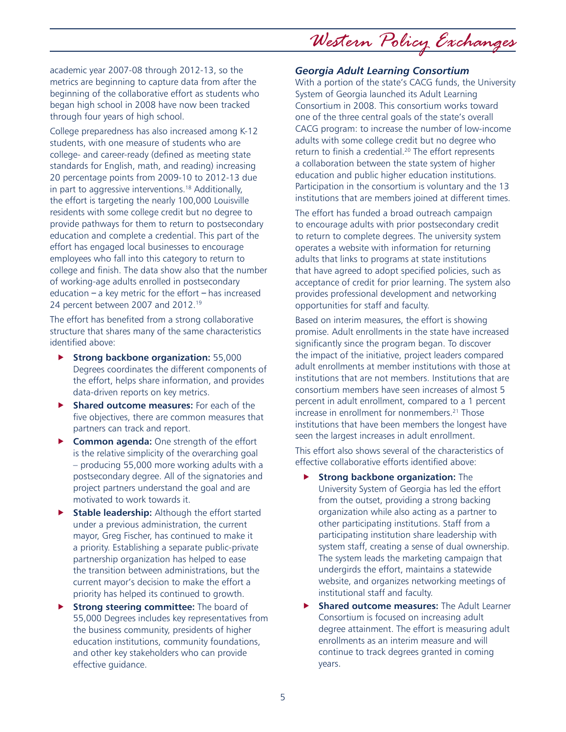academic year 2007-08 through 2012-13, so the metrics are beginning to capture data from after the beginning of the collaborative effort as students who began high school in 2008 have now been tracked through four years of high school.

College preparedness has also increased among K-12 students, with one measure of students who are college- and career-ready (defined as meeting state standards for English, math, and reading) increasing 20 percentage points from 2009-10 to 2012-13 due in part to aggressive interventions.[18] Additionally, the effort is targeting the nearly 100,000 Louisville residents with some college credit but no degree to provide pathways for them to return to postsecondary education and complete a credential. This part of the effort has engaged local businesses to encourage employees who fall into this category to return to college and finish. The data show also that the number of working-age adults enrolled in postsecondary education – a key metric for the effort – has increased 24 percent between 2007 and 2012.[19]

The effort has benefited from a strong collaborative structure that shares many of the same characteristics identified above:

- **Strong backbone organization:** 55,000 Degrees coordinates the different components of the effort, helps share information, and provides data-driven reports on key metrics.
- **Shared outcome measures:** For each of the five objectives, there are common measures that partners can track and report.
- **Common agenda:** One strength of the effort is the relative simplicity of the overarching goal – producing 55,000 more working adults with a postsecondary degree. All of the signatories and project partners understand the goal and are motivated to work towards it.
- **Stable leadership:** Although the effort started under a previous administration, the current mayor, Greg Fischer, has continued to make it a priority. Establishing a separate public-private partnership organization has helped to ease the transition between administrations, but the current mayor's decision to make the effort a priority has helped its continued to growth.
- **Strong steering committee:** The board of 55,000 Degrees includes key representatives from the business community, presidents of higher education institutions, community foundations, and other key stakeholders who can provide effective guidance.

### *Georgia Adult Learning Consortium*

With a portion of the state's CACG funds, the University System of Georgia launched its Adult Learning Consortium in 2008. This consortium works toward one of the three central goals of the state's overall CACG program: to increase the number of low-income adults with some college credit but no degree who return to finish a credential.[20] The effort represents a collaboration between the state system of higher education and public higher education institutions. Participation in the consortium is voluntary and the 13 institutions that are members joined at different times.

The effort has funded a broad outreach campaign to encourage adults with prior postsecondary credit to return to complete degrees. The university system operates a website with information for returning adults that links to programs at state institutions that have agreed to adopt specified policies, such as acceptance of credit for prior learning. The system also provides professional development and networking opportunities for staff and faculty.

Based on interim measures, the effort is showing promise. Adult enrollments in the state have increased significantly since the program began. To discover the impact of the initiative, project leaders compared adult enrollments at member institutions with those at institutions that are not members. Institutions that are consortium members have seen increases of almost 5 percent in adult enrollment, compared to a 1 percent increase in enrollment for nonmembers.[21] Those institutions that have been members the longest have seen the largest increases in adult enrollment.

This effort also shows several of the characteristics of effective collaborative efforts identified above:

- **Strong backbone organization:** The University System of Georgia has led the effort from the outset, providing a strong backing organization while also acting as a partner to other participating institutions. Staff from a participating institution share leadership with system staff, creating a sense of dual ownership. The system leads the marketing campaign that undergirds the effort, maintains a statewide website, and organizes networking meetings of institutional staff and faculty.
- **Shared outcome measures:** The Adult Learner Consortium is focused on increasing adult degree attainment. The effort is measuring adult enrollments as an interim measure and will continue to track degrees granted in coming years.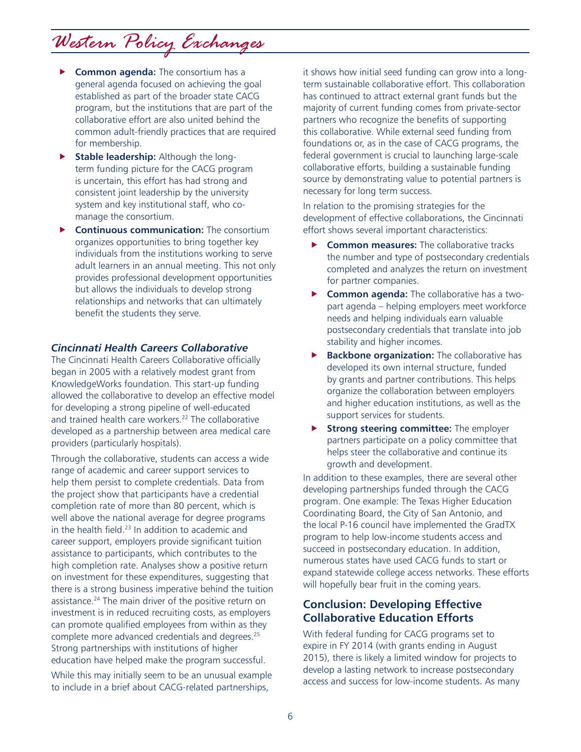- **Common agenda:** The consortium has a general agenda focused on achieving the goal established as part of the broader state CACG program, but the institutions that are part of the collaborative effort are also united behind the common adult-friendly practices that are required for membership.
- **Stable leadership:** Although the long-term funding picture for the CACG program is uncertain, this effort has had strong and consistent joint leadership by the university system and key institutional staff, who co-manage the consortium.
- **Continuous communication:** The consortium organizes opportunities to bring together key individuals from the institutions working to serve adult learners in an annual meeting. This not only provides professional development opportunities but allows the individuals to develop strong relationships and networks that can ultimately benefit the students they serve.

### *Cincinnati Health Careers Collaborative*

The Cincinnati Health Careers Collaborative officially began in 2005 with a relatively modest grant from KnowledgeWorks foundation. This start-up funding allowed the collaborative to develop an effective model for developing a strong pipeline of well-educated and trained health care workers.[22] The collaborative developed as a partnership between area medical care providers (particularly hospitals).

Through the collaborative, students can access a wide range of academic and career support services to help them persist to complete credentials. Data from the project show that participants have a credential completion rate of more than 80 percent, which is well above the national average for degree programs in the health field.[23] In addition to academic and career support, employers provide significant tuition assistance to participants, which contributes to the high completion rate. Analyses show a positive return on investment for these expenditures, suggesting that there is a strong business imperative behind the tuition assistance.[24] The main driver of the positive return on investment is in reduced recruiting costs, as employers can promote qualified employees from within as they complete more advanced credentials and degrees.[25] Strong partnerships with institutions of higher education have helped make the program successful.

While this may initially seem to be an unusual example to include in a brief about CACG-related partnerships, it shows how initial seed funding can grow into a long-term sustainable collaborative effort. This collaboration has continued to attract external grant funds but the majority of current funding comes from private-sector partners who recognize the benefits of supporting this collaborative. While external seed funding from foundations or, as in the case of CACG programs, the federal government is crucial to launching large-scale collaborative efforts, building a sustainable funding source by demonstrating value to potential partners is necessary for long term success.

In relation to the promising strategies for the development of effective collaborations, the Cincinnati effort shows several important characteristics:

- **Common measures:** The collaborative tracks the number and type of postsecondary credentials completed and analyzes the return on investment for partner companies.
- **Common agenda:** The collaborative has a two-part agenda – helping employers meet workforce needs and helping individuals earn valuable postsecondary credentials that translate into job stability and higher incomes.
- **Backbone organization:** The collaborative has developed its own internal structure, funded by grants and partner contributions. This helps organize the collaboration between employers and higher education institutions, as well as the support services for students.
- **Strong steering committee:** The employer partners participate on a policy committee that helps steer the collaborative and continue its growth and development.

In addition to these examples, there are several other developing partnerships funded through the CACG program. One example: The Texas Higher Education Coordinating Board, the City of San Antonio, and the local P-16 council have implemented the GradTX program to help low-income students access and succeed in postsecondary education. In addition, numerous states have used CACG funds to start or expand statewide college access networks. These efforts will hopefully bear fruit in the coming years.

## Conclusion: Developing Effective Collaborative Education Efforts

With federal funding for CACG programs set to expire in FY 2014 (with grants ending in August 2015), there is likely a limited window for projects to develop a lasting network to increase postsecondary access and success for low-income students. As many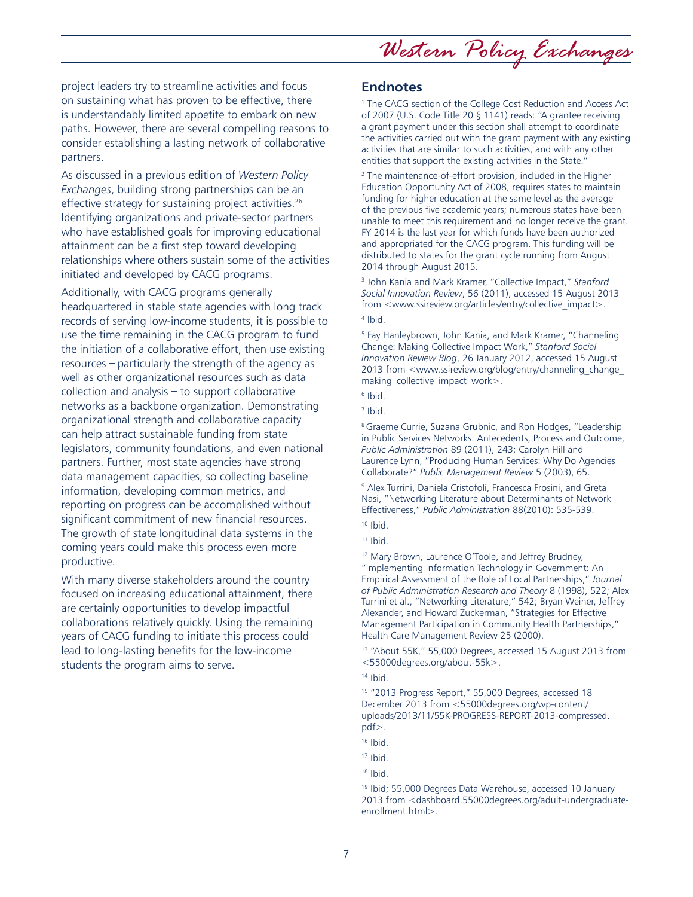project leaders try to streamline activities and focus on sustaining what has proven to be effective, there is understandably limited appetite to embark on new paths. However, there are several compelling reasons to consider establishing a lasting network of collaborative partners.

As discussed in a previous edition of *Western Policy Exchanges*, building strong partnerships can be an effective strategy for sustaining project activities.[26] Identifying organizations and private-sector partners who have established goals for improving educational attainment can be a first step toward developing relationships where others sustain some of the activities initiated and developed by CACG programs.

Additionally, with CACG programs generally headquartered in stable state agencies with long track records of serving low-income students, it is possible to use the time remaining in the CACG program to fund the initiation of a collaborative effort, then use existing resources – particularly the strength of the agency as well as other organizational resources such as data collection and analysis – to support collaborative networks as a backbone organization. Demonstrating organizational strength and collaborative capacity can help attract sustainable funding from state legislators, community foundations, and even national partners. Further, most state agencies have strong data management capacities, so collecting baseline information, developing common metrics, and reporting on progress can be accomplished without significant commitment of new financial resources. The growth of state longitudinal data systems in the coming years could make this process even more productive.

With many diverse stakeholders around the country focused on increasing educational attainment, there are certainly opportunities to develop impactful collaborations relatively quickly. Using the remaining years of CACG funding to initiate this process could lead to long-lasting benefits for the low-income students the program aims to serve.

## Endnotes

[1] The CACG section of the College Cost Reduction and Access Act of 2007 (U.S. Code Title 20 § 1141) reads: "A grantee receiving a grant payment under this section shall attempt to coordinate the activities carried out with the grant payment with any existing activities that are similar to such activities, and with any other entities that support the existing activities in the State."

[2] The maintenance-of-effort provision, included in the Higher Education Opportunity Act of 2008, requires states to maintain funding for higher education at the same level as the average of the previous five academic years; numerous states have been unable to meet this requirement and no longer receive the grant. FY 2014 is the last year for which funds have been authorized and appropriated for the CACG program. This funding will be distributed to states for the grant cycle running from August 2014 through August 2015.

[3] John Kania and Mark Kramer, "Collective Impact," *Stanford Social Innovation Review*, 56 (2011), accessed 15 August 2013 from <www.ssireview.org/articles/entry/collective_impact>.

[4] Ibid.

[5] Fay Hanleybrown, John Kania, and Mark Kramer, "Channeling Change: Making Collective Impact Work," *Stanford Social Innovation Review Blog*, 26 January 2012, accessed 15 August 2013 from <www.ssireview.org/blog/entry/channeling_change_making_collective_impact_work>.

[6] Ibid.

[7] Ibid.

[8] Graeme Currie, Suzana Grubnic, and Ron Hodges, "Leadership in Public Services Networks: Antecedents, Process and Outcome, *Public Administration* 89 (2011), 243; Carolyn Hill and Laurence Lynn, "Producing Human Services: Why Do Agencies Collaborate?" *Public Management Review* 5 (2003), 65.

[9] Alex Turrini, Daniela Cristofoli, Francesca Frosini, and Greta Nasi, "Networking Literature about Determinants of Network Effectiveness," *Public Administration* 88(2010): 535-539.

[10] Ibid.

[11] Ibid.

[12] Mary Brown, Laurence O'Toole, and Jeffrey Brudney, "Implementing Information Technology in Government: An Empirical Assessment of the Role of Local Partnerships," *Journal of Public Administration Research and Theory* 8 (1998), 522; Alex Turrini et al., "Networking Literature," 542; Bryan Weiner, Jeffrey Alexander, and Howard Zuckerman, "Strategies for Effective Management Participation in Community Health Partnerships," Health Care Management Review 25 (2000).

[13] "About 55K," 55,000 Degrees, accessed 15 August 2013 from <55000degrees.org/about-55k>.

[14] Ibid.

[15] "2013 Progress Report," 55,000 Degrees, accessed 18 December 2013 from <55000degrees.org/wp-content/uploads/2013/11/55K-PROGRESS-REPORT-2013-compressed.pdf>.

[16] Ibid.

[17] Ibid.

[18] Ibid.

[19] Ibid; 55,000 Degrees Data Warehouse, accessed 10 January 2013 from <dashboard.55000degrees.org/adult-undergraduate-enrollment.html>.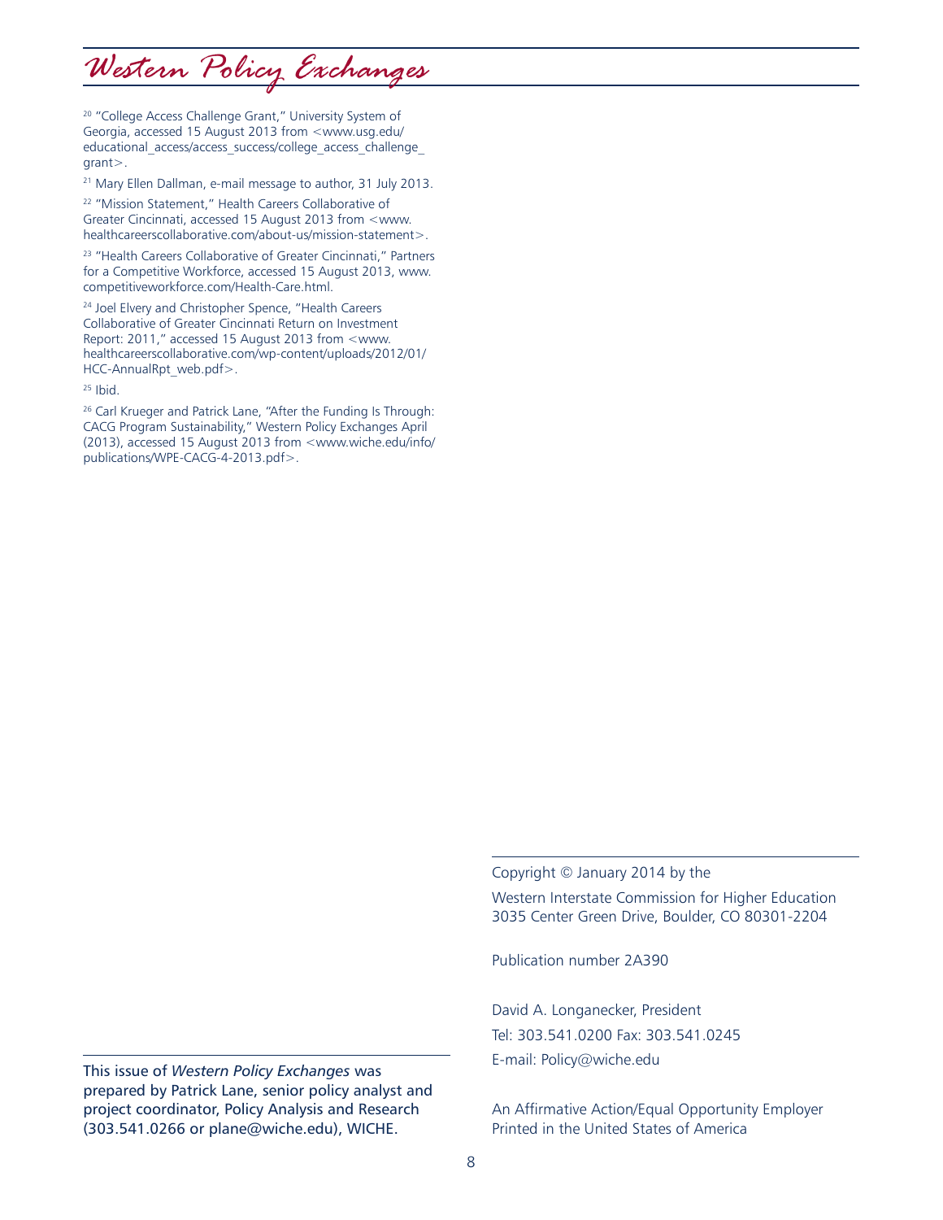[20] "College Access Challenge Grant," University System of Georgia, accessed 15 August 2013 from <www.usg.edu/educational_access/access_success/college_access_challenge_grant>.

[21] Mary Ellen Dallman, e-mail message to author, 31 July 2013.

[22] "Mission Statement," Health Careers Collaborative of Greater Cincinnati, accessed 15 August 2013 from <www.healthcareerscollaborative.com/about-us/mission-statement>.

[23] "Health Careers Collaborative of Greater Cincinnati," Partners for a Competitive Workforce, accessed 15 August 2013, www.competitiveworkforce.com/Health-Care.html.

[24] Joel Elvery and Christopher Spence, "Health Careers Collaborative of Greater Cincinnati Return on Investment Report: 2011," accessed 15 August 2013 from <www.healthcareerscollaborative.com/wp-content/uploads/2012/01/HCC-AnnualRpt_web.pdf>.

[25] Ibid.

[26] Carl Krueger and Patrick Lane, "After the Funding Is Through: CACG Program Sustainability," Western Policy Exchanges April (2013), accessed 15 August 2013 from <www.wiche.edu/info/publications/WPE-CACG-4-2013.pdf>.

This issue of *Western Policy Exchanges* was prepared by Patrick Lane, senior policy analyst and project coordinator, Policy Analysis and Research (303.541.0266 or plane@wiche.edu), WICHE.

Copyright © January 2014 by the

Western Interstate Commission for Higher Education
3035 Center Green Drive, Boulder, CO 80301-2204

Publication number 2A390

David A. Longanecker, President
Tel: 303.541.0200 Fax: 303.541.0245
E-mail: Policy@wiche.edu

An Affirmative Action/Equal Opportunity Employer
Printed in the United States of America